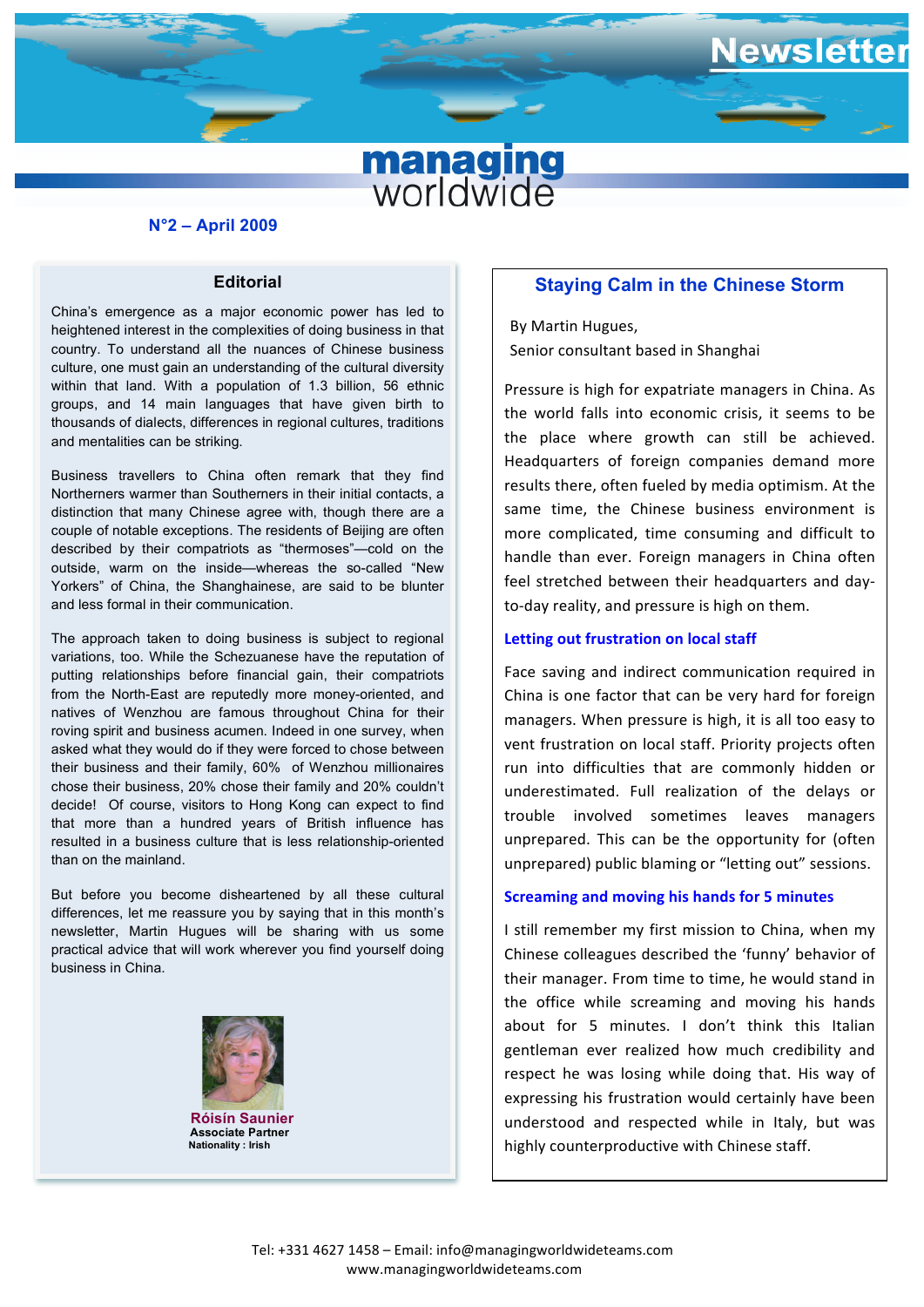# Newsletter

**managing worldwide**

**N°2 – April 2009**

## Editorial

China's emergence as a major economic power has led to heightened interest in the complexities of doing business in that country. To understand all the nuances of Chinese business culture, one must gain an understanding of the cultural diversity within that land. With a population of 1.3 billion, 56 ethnic groups, and 14 main languages that have given birth to thousands of dialects, differences in regional cultures, traditions and mentalities can be striking.

Business travellers to China often remark that they find Northerners warmer than Southerners in their initial contacts, a distinction that many Chinese agree with, though there are a couple of notable exceptions. The residents of Beijing are often described by their compatriots as "thermoses"—cold on the outside, warm on the inside—whereas the so-called "New Yorkers" of China, the Shanghainese, are said to be blunter and less formal in their communication.

The approach taken to doing business is subject to regional variations, too. While the Schezuanese have the reputation of putting relationships before financial gain, their compatriots from the North-East are reputedly more money-oriented, and natives of Wenzhou are famous throughout China for their roving spirit and business acumen. Indeed in one survey, when asked what they would do if they were forced to chose between their business and their family, 60% of Wenzhou millionaires chose their business, 20% chose their family and 20% couldn't decide! Of course, visitors to Hong Kong can expect to find that more than a hundred years of British influence has resulted in a business culture that is less relationship-oriented than on the mainland.

But before you become disheartened by all these cultural differences, let me reassure you by saying that in this month's newsletter, Martin Hugues will be sharing with us some practical advice that will work wherever you find yourself doing business in China.

**Róisín Saunier**
**Associate Partner**
**Nationality : Irish**

## Staying Calm in the Chinese Storm

By Martin Hugues,
Senior consultant based in Shanghai

Pressure is high for expatriate managers in China. As the world falls into economic crisis, it seems to be the place where growth can still be achieved. Headquarters of foreign companies demand more results there, often fueled by media optimism. At the same time, the Chinese business environment is more complicated, time consuming and difficult to handle than ever. Foreign managers in China often feel stretched between their headquarters and day-to-day reality, and pressure is high on them.

### Letting out frustration on local staff

Face saving and indirect communication required in China is one factor that can be very hard for foreign managers. When pressure is high, it is all too easy to vent frustration on local staff. Priority projects often run into difficulties that are commonly hidden or underestimated. Full realization of the delays or trouble involved sometimes leaves managers unprepared. This can be the opportunity for (often unprepared) public blaming or "letting out" sessions.

### Screaming and moving his hands for 5 minutes

I still remember my first mission to China, when my Chinese colleagues described the 'funny' behavior of their manager. From time to time, he would stand in the office while screaming and moving his hands about for 5 minutes. I don't think this Italian gentleman ever realized how much credibility and respect he was losing while doing that. His way of expressing his frustration would certainly have been understood and respected while in Italy, but was highly counterproductive with Chinese staff.

Tel: +331 4627 1458 – Email: info@managingworldwideteams.com
www.managingworldwideteams.com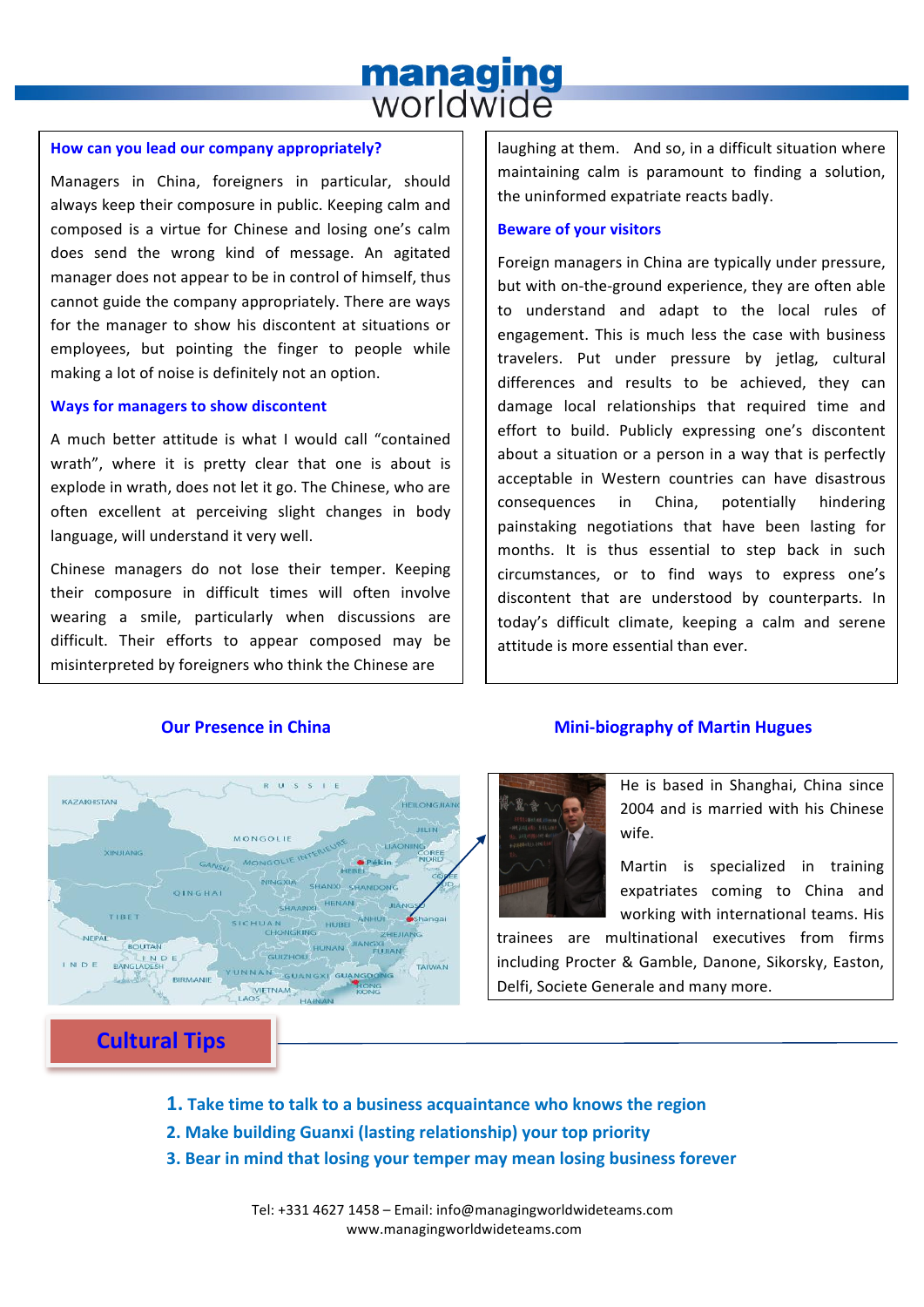# managing worldwide

## How can you lead our company appropriately?

Managers in China, foreigners in particular, should always keep their composure in public. Keeping calm and composed is a virtue for Chinese and losing one's calm does send the wrong kind of message. An agitated manager does not appear to be in control of himself, thus cannot guide the company appropriately. There are ways for the manager to show his discontent at situations or employees, but pointing the finger to people while making a lot of noise is definitely not an option.

## Ways for managers to show discontent

A much better attitude is what I would call "contained wrath", where it is pretty clear that one is about is explode in wrath, does not let it go. The Chinese, who are often excellent at perceiving slight changes in body language, will understand it very well.

Chinese managers do not lose their temper. Keeping their composure in difficult times will often involve wearing a smile, particularly when discussions are difficult. Their efforts to appear composed may be misinterpreted by foreigners who think the Chinese are laughing at them. And so, in a difficult situation where maintaining calm is paramount to finding a solution, the uninformed expatriate reacts badly.

## Beware of your visitors

Foreign managers in China are typically under pressure, but with on-the-ground experience, they are often able to understand and adapt to the local rules of engagement. This is much less the case with business travelers. Put under pressure by jetlag, cultural differences and results to be achieved, they can damage local relationships that required time and effort to build. Publicly expressing one's discontent about a situation or a person in a way that is perfectly acceptable in Western countries can have disastrous consequences in China, potentially hindering painstaking negotiations that have been lasting for months. It is thus essential to step back in such circumstances, or to find ways to express one's discontent that are understood by counterparts. In today's difficult climate, keeping a calm and serene attitude is more essential than ever.

## Our Presence in China

RUSSIE
KAZAKHSTAN
HEILONGJIANG
MONGOLIE
JILIN
XINJIANG
LIAONING
MONGOLIE INTERIEURE
COREE NORD
GANSU
Pékin
HEBEI
NINGXIA
SHANXI
SHANDONG
COREE SUD
QINGHAI
HENAN
JIANGSU
TIBET
SHAANXI
ANHUI
Shangai
SICHUAN
HUBEI
CHONGKING
ZHEJIANG
NEPAL
BOUTAN
HUNAN
JIANGXI
FUJIAN
INDE
BANGLADESH
GUIZHOU
TAIWAN
YUNNAN
BIRMANIE
GUANGXI
GUANGDONG
VIETNAM
LAOS
HAINAN
HONG KONG

## Mini-biography of Martin Hugues

He is based in Shanghai, China since 2004 and is married with his Chinese wife.

Martin is specialized in training expatriates coming to China and working with international teams. His trainees are multinational executives from firms including Procter & Gamble, Danone, Sikorsky, Easton, Delfi, Societe Generale and many more.

## Cultural Tips

1. Take time to talk to a business acquaintance who knows the region
2. Make building Guanxi (lasting relationship) your top priority
3. Bear in mind that losing your temper may mean losing business forever

Tel: +331 4627 1458 – Email: info@managingworldwideteams.com
www.managingworldwideteams.com